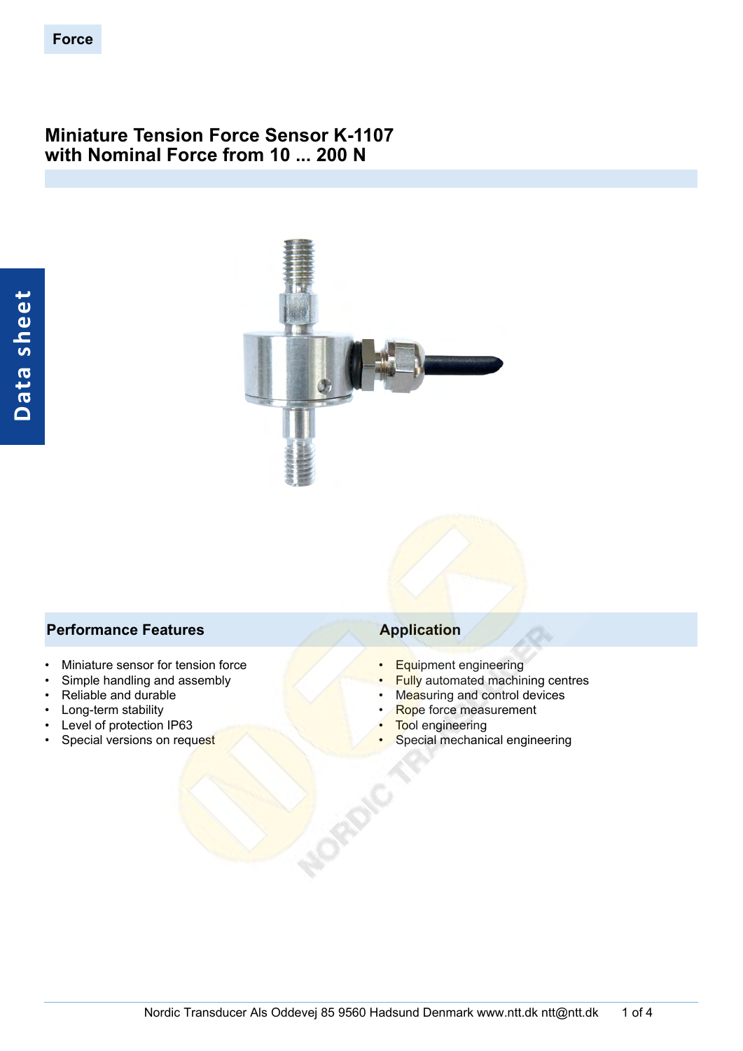Force

# Miniature Tension Force Sensor K-1107 with Nominal Force from 10 ... 200 N

Data sheet

## Performance Features

- Miniature sensor for tension force
- Simple handling and assembly
- Reliable and durable
- Long-term stability
- Level of protection IP63
- Special versions on request

## Application

- Equipment engineering
- Fully automated machining centres
- Measuring and control devices
- Rope force measurement
- Tool engineering
- Special mechanical engineering

Nordic Transducer Als Oddevej 85 9560 Hadsund Denmark www.ntt.dk ntt@ntt.dk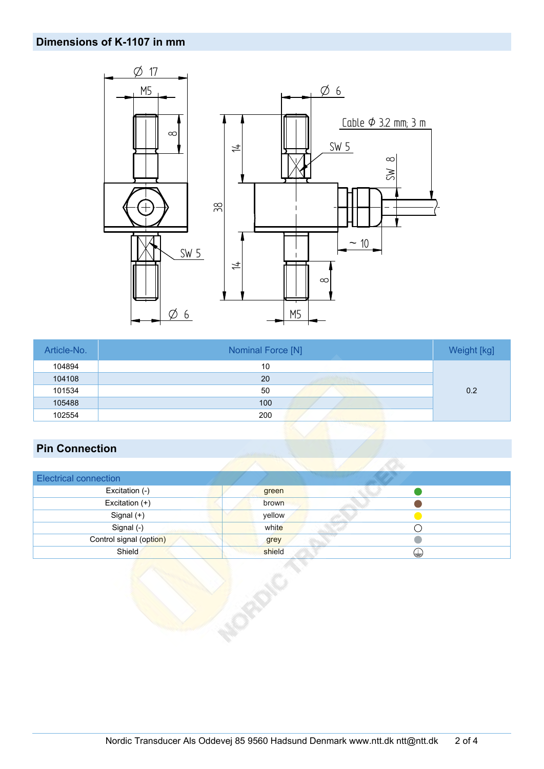## Dimensions of K-1107 in mm

| Article-No. | Nominal Force [N] | Weight [kg] |
|---|---|---|
| 104894 | 10 | 0.2 |
| 104108 | 20 | |
| 101534 | 50 | |
| 105488 | 100 | |
| 102554 | 200 | |

## Pin Connection

| Electrical connection | | |
|---|---|---|
| Excitation (-) | green | |
| Excitation (+) | brown | |
| Signal (+) | yellow | |
| Signal (-) | white | |
| Control signal (option) | grey | |
| Shield | shield | |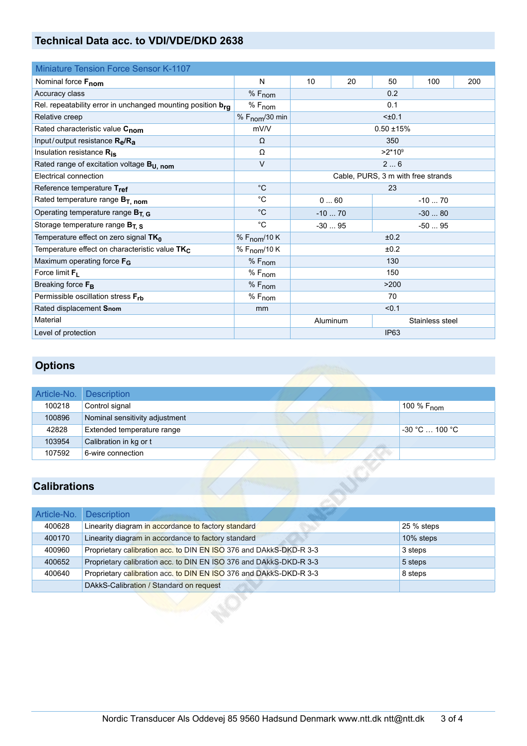## Technical Data acc. to VDI/VDE/DKD 2638

| Miniature Tension Force Sensor K-1107 | | | | | | |
|---|---|---|---|---|---|---|
| Nominal force $F_{nom}$ | N | 10 | 20 | 50 | 100 | 200 |
| Accuracy class | % $F_{nom}$ | 0.2 | | | | |
| Rel. repeatability error in unchanged mounting position $b_{rg}$ | % $F_{nom}$ | 0.1 | | | | |
| Relative creep | % $F_{nom}$/30 min | <±0.1 | | | | |
| Rated characteristic value $C_{nom}$ | mV/V | 0.50 ±15% | | | | |
| Input/output resistance $R_e/R_a$ | Ω | 350 | | | | |
| Insulation resistance $R_{is}$ | Ω | >2*10⁹ | | | | |
| Rated range of excitation voltage $B_{U, nom}$ | V | 2 ... 6 | | | | |
| Electrical connection | | Cable, PURS, 3 m with free strands | | | | |
| Reference temperature $T_{ref}$ | °C | 23 | | | | |
| Rated temperature range $B_{T, nom}$ | °C | 0 ... 60 | | -10 ... 70 | | |
| Operating temperature range $B_{T, G}$ | °C | -10 ... 70 | | -30 ... 80 | | |
| Storage temperature range $B_{T, S}$ | °C | -30 ... 95 | | -50 ... 95 | | |
| Temperature effect on zero signal $TK_0$ | % $F_{nom}$/10 K | ±0.2 | | | | |
| Temperature effect on characteristic value $TK_C$ | % $F_{nom}$/10 K | ±0.2 | | | | |
| Maximum operating force $F_G$ | % $F_{nom}$ | 130 | | | | |
| Force limit $F_L$ | % $F_{nom}$ | 150 | | | | |
| Breaking force $F_B$ | % $F_{nom}$ | >200 | | | | |
| Permissible oscillation stress $F_{rb}$ | % $F_{nom}$ | 70 | | | | |
| Rated displacement $S_{nom}$ | mm | <0.1 | | | | |
| Material | | Aluminum | | Stainless steel | | |
| Level of protection | | IP63 | | | | |

## Options

| Article-No. | Description | |
|---|---|---|
| 100218 | Control signal | 100 % $F_{nom}$ |
| 100896 | Nominal sensitivity adjustment | |
| 42828 | Extended temperature range | -30 °C … 100 °C |
| 103954 | Calibration in kg or t | |
| 107592 | 6-wire connection | |

## Calibrations

| Article-No. | Description | |
|---|---|---|
| 400628 | Linearity diagram in accordance to factory standard | 25 % steps |
| 400170 | Linearity diagram in accordance to factory standard | 10% steps |
| 400960 | Proprietary calibration acc. to DIN EN ISO 376 and DAkkS-DKD-R 3-3 | 3 steps |
| 400652 | Proprietary calibration acc. to DIN EN ISO 376 and DAkkS-DKD-R 3-3 | 5 steps |
| 400640 | Proprietary calibration acc. to DIN EN ISO 376 and DAkkS-DKD-R 3-3 | 8 steps |
| | DAkkS-Calibration / Standard on request | |

Nordic Transducer Als Oddevej 85 9560 Hadsund Denmark www.ntt.dk ntt@ntt.dk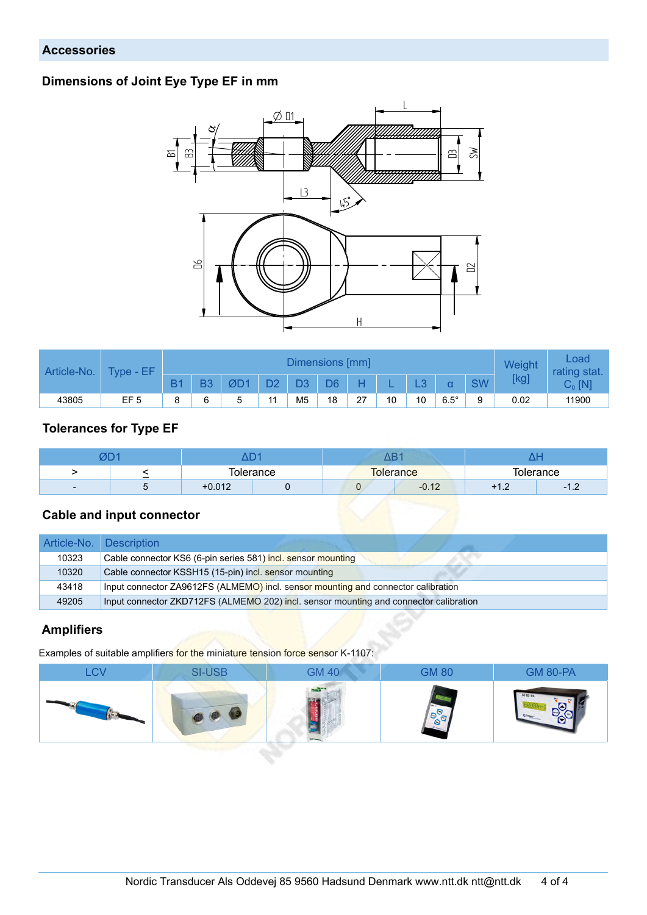## Accessories

### Dimensions of Joint Eye Type EF in mm

L

Ø D1

α

B1

B3

D3

SW

L3

45°

D6

D2

H

| Article-No. | Type - EF | Dimensions [mm] | | | | | | | | | | | Weight [kg] | Load rating stat. $C_0$ [N] |
|---|---|---|---|---|---|---|---|---|---|---|---|---|---|---|
| | | B1 | B3 | ØD1 | D2 | D3 | D6 | H | L | L3 | α | SW | | |
| 43805 | EF 5 | 8 | 6 | 5 | 11 | M5 | 18 | 27 | 10 | 10 | 6.5° | 9 | 0.02 | 11900 |

### Tolerances for Type EF

| ØD1 | | ΔD1 | | ΔB1 | | ΔH | |
|---|---|---|---|---|---|---|---|
| > | ≤ | Tolerance | | Tolerance | | Tolerance | |
| - | 5 | +0.012 | 0 | 0 | -0.12 | +1.2 | -1.2 |

### Cable and input connector

| Article-No. | Description |
|---|---|
| 10323 | Cable connector KS6 (6-pin series 581) incl. sensor mounting |
| 10320 | Cable connector KSSH15 (15-pin) incl. sensor mounting |
| 43418 | Input connector ZA9612FS (ALMEMO) incl. sensor mounting and connector calibration |
| 49205 | Input connector ZKD712FS (ALMEMO 202) incl. sensor mounting and connector calibration |

### Amplifiers

Examples of suitable amplifiers for the miniature tension force sensor K-1107:

| LCV | SI-USB | GM 40 | GM 80 | GM 80-PA |
|---|---|---|---|---|

Nordic Transducer Als Oddevej 85 9560 Hadsund Denmark www.ntt.dk ntt@ntt.dk